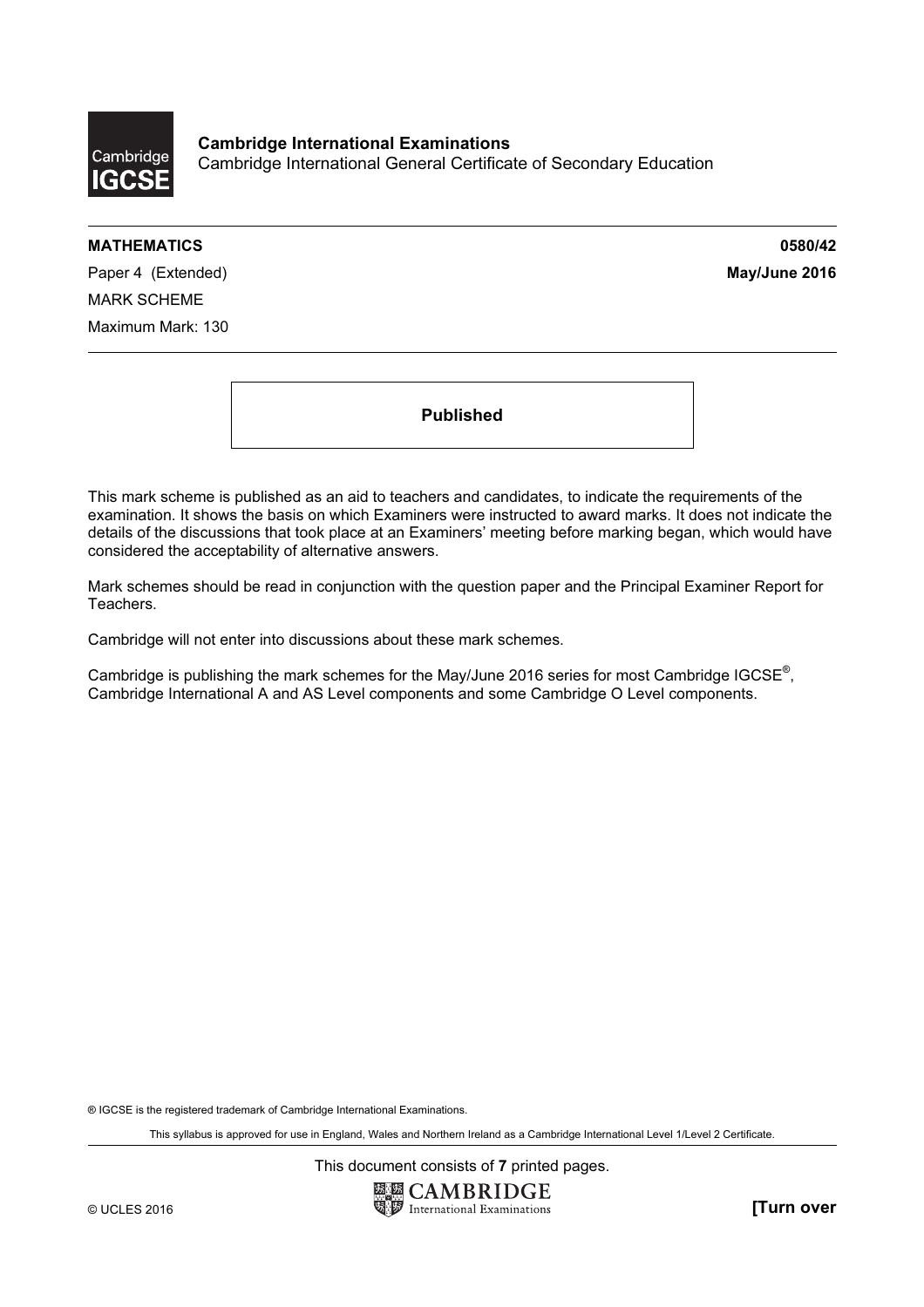**Cambridge International Examinations**
Cambridge International General Certificate of Secondary Education

**MATHEMATICS** **0580/42**

Paper 4 (Extended) **May/June 2016**

MARK SCHEME

Maximum Mark: 130

**Published**

This mark scheme is published as an aid to teachers and candidates, to indicate the requirements of the examination. It shows the basis on which Examiners were instructed to award marks. It does not indicate the details of the discussions that took place at an Examiners' meeting before marking began, which would have considered the acceptability of alternative answers.

Mark schemes should be read in conjunction with the question paper and the Principal Examiner Report for Teachers.

Cambridge will not enter into discussions about these mark schemes.

Cambridge is publishing the mark schemes for the May/June 2016 series for most Cambridge IGCSE®, Cambridge International A and AS Level components and some Cambridge O Level components.

® IGCSE is the registered trademark of Cambridge International Examinations.

This syllabus is approved for use in England, Wales and Northern Ireland as a Cambridge International Level 1/Level 2 Certificate.

This document consists of **7** printed pages.

© UCLES 2016 **[Turn over**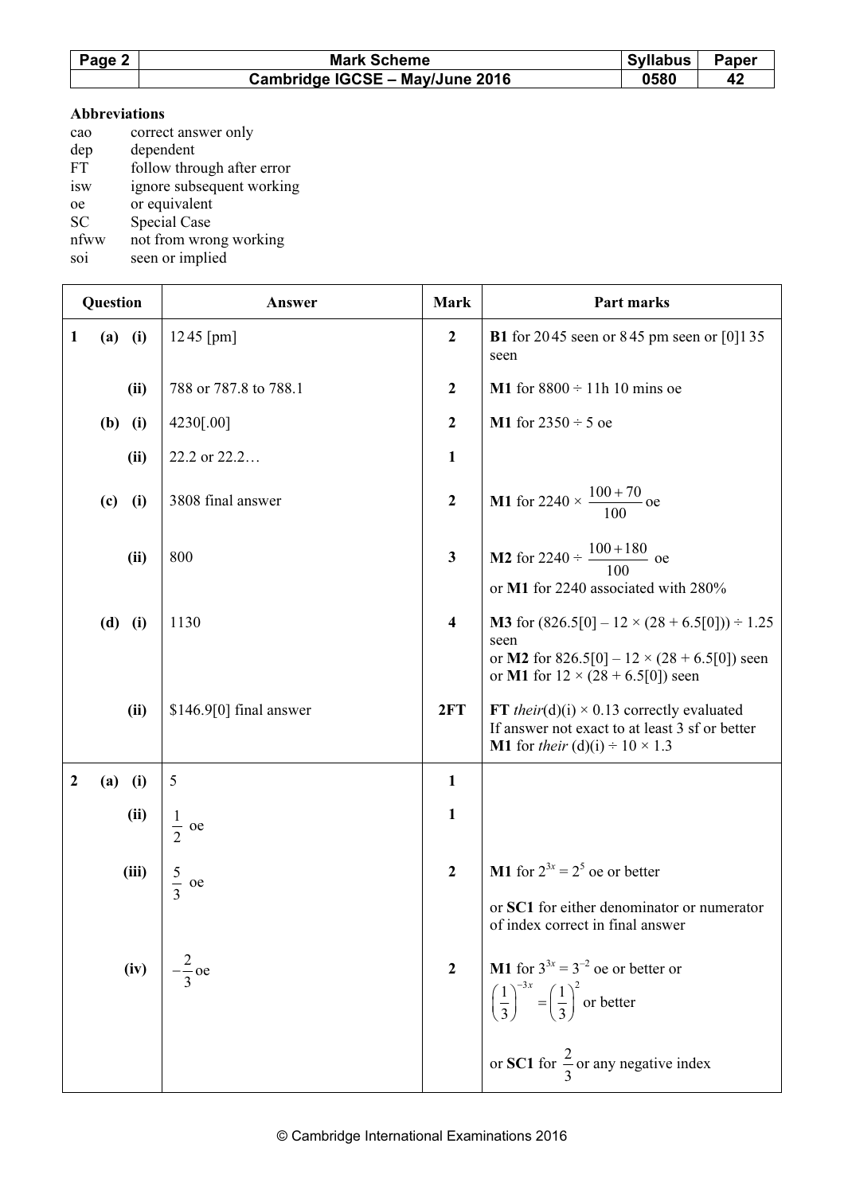| Page 2 | Mark Scheme | Syllabus | Paper |
|---|---|---|---|
| | Cambridge IGCSE – May/June 2016 | 0580 | 42 |

**Abbreviations**

cao correct answer only
dep dependent
FT follow through after error
isw ignore subsequent working
oe or equivalent
SC Special Case
nfww not from wrong working
soi seen or implied

| Question | | | Answer | Mark | Part marks |
|---|---|---|---|---|---|
| 1 | (a) | (i) | 12 45 [pm] | 2 | **B1** for 20 45 seen or 8 45 pm seen or [0]1 35 seen |
| | | (ii) | 788 or 787.8 to 788.1 | 2 | **M1** for 8800 ÷ 11h 10 mins oe |
| | (b) | (i) | 4230[.00] | 2 | **M1** for 2350 ÷ 5 oe |
| | | (ii) | 22.2 or 22.2… | 1 | |
| | (c) | (i) | 3808 final answer | 2 | **M1** for 2240 × $\frac{100+70}{100}$ oe |
| | | (ii) | 800 | 3 | **M2** for 2240 ÷ $\frac{100+180}{100}$ oe<br>or **M1** for 2240 associated with 280% |
| | (d) | (i) | 1130 | 4 | **M3** for (826.5[0] – 12 × (28 + 6.5[0])) ÷ 1.25 seen<br>or **M2** for 826.5[0] – 12 × (28 + 6.5[0]) seen<br>or **M1** for 12 × (28 + 6.5[0]) seen |
| | | (ii) | \$146.9[0] final answer | 2FT | **FT** *their*(d)(i) × 0.13 correctly evaluated<br>If answer not exact to at least 3 sf or better<br>**M1** for *their* (d)(i) ÷ 10 × 1.3 |
| 2 | (a) | (i) | 5 | 1 | |
| | | (ii) | $\frac{1}{2}$ oe | 1 | |
| | | (iii) | $\frac{5}{3}$ oe | 2 | **M1** for $2^{3x} = 2^5$ oe or better<br><br>or **SC1** for either denominator or numerator of index correct in final answer |
| | | (iv) | $-\frac{2}{3}$ oe | 2 | **M1** for $3^{3x} = 3^{-2}$ oe or better or $\left(\frac{1}{3}\right)^{-3x} = \left(\frac{1}{3}\right)^{2}$ or better<br><br>or **SC1** for $\frac{2}{3}$ or any negative index |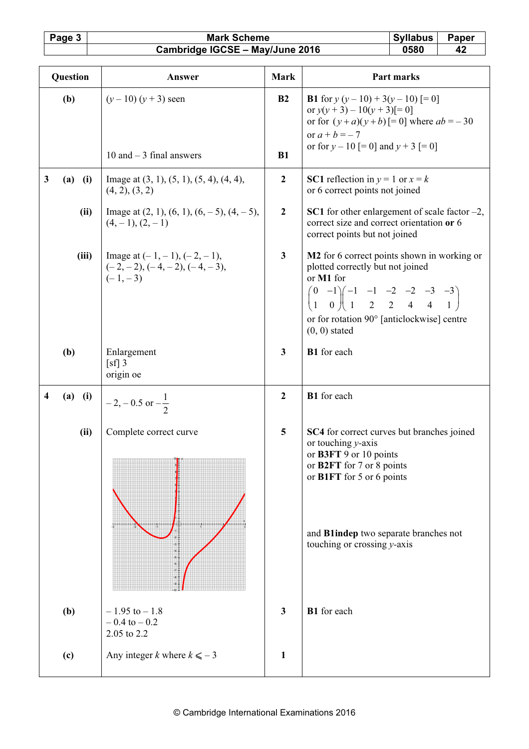| Question | Answer | Mark | Part marks |
|---|---|---|---|
| (b) | $(y - 10)(y + 3)$ seen | B2 | **B1** for $y(y - 10) + 3(y - 10)$ [= 0] or $y(y + 3) - 10(y + 3)$[= 0] or for $(y + a)(y + b)$ [= 0] where $ab = -30$ or $a + b = -7$ or for $y - 10$ [= 0] and $y + 3$ [= 0] |
| | 10 and – 3 final answers | B1 | |
| 3 (a) (i) | Image at (3, 1), (5, 1), (5, 4), (4, 4), (4, 2), (3, 2) | 2 | **SC1** reflection in $y = 1$ or $x = k$ or 6 correct points not joined |
| (ii) | Image at (2, 1), (6, 1), (6, – 5), (4, – 5), (4, – 1), (2, – 1) | 2 | **SC1** for other enlargement of scale factor –2, correct size and correct orientation **or** 6 correct points but not joined |
| (iii) | Image at (– 1, – 1), (– 2, – 1), (– 2, – 2), (– 4, – 2), (– 4, – 3), (– 1, – 3) | 3 | **M2** for 6 correct points shown in working or plotted correctly but not joined or **M1** for $\begin{pmatrix} 0 & -1 \\ 1 & 0 \end{pmatrix}\begin{pmatrix} -1 & -1 & -2 & -2 & -3 & -3 \\ 1 & 2 & 2 & 4 & 4 & 1 \end{pmatrix}$ or for rotation 90° [anticlockwise] centre (0, 0) stated |
| (b) | Enlargement<br>[sf] 3<br>origin oe | 3 | **B1** for each |
| 4 (a) (i) | – 2, – 0.5 or $-\frac{1}{2}$ | 2 | **B1** for each |
| (ii) | Complete correct curve | 5 | **SC4** for correct curves but branches joined or touching $y$-axis or **B3FT** 9 or 10 points or **B2FT** for 7 or 8 points or **B1FT** for 5 or 6 points<br><br>and **B1indep** two separate branches not touching or crossing $y$-axis |
| (b) | – 1.95 to – 1.8<br>– 0.4 to – 0.2<br>2.05 to 2.2 | 3 | **B1** for each |
| (c) | Any integer $k$ where $k \leqslant -3$ | 1 | |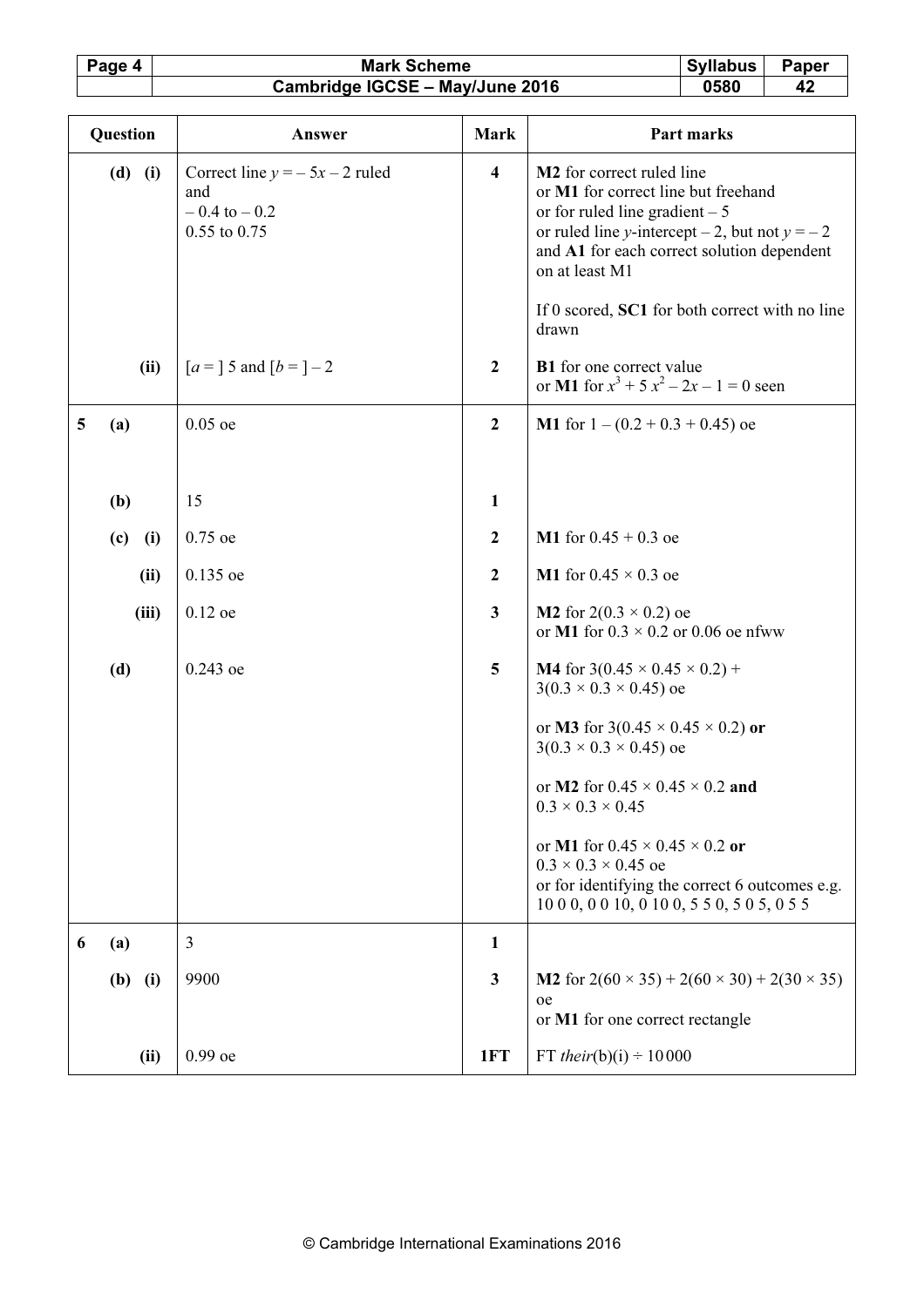| Question | | Answer | Mark | Part marks |
|---|---|---|---|---|
| | (d) (i) | Correct line $y = -5x - 2$ ruled<br>and<br>$-0.4$ to $-0.2$<br>0.55 to 0.75 | 4 | **M2** for correct ruled line<br>or **M1** for correct line but freehand<br>or for ruled line gradient $-5$<br>or ruled line $y$-intercept $-2$, but not $y = -2$<br>and **A1** for each correct solution dependent on at least M1<br><br>If 0 scored, **SC1** for both correct with no line drawn |
| | (ii) | [$a =$ ] 5 and [$b =$ ] $-2$ | 2 | **B1** for one correct value<br>or **M1** for $x^3 + 5x^2 - 2x - 1 = 0$ seen |
| 5 | (a) | 0.05 oe | 2 | **M1** for $1 - (0.2 + 0.3 + 0.45)$ oe |
| | (b) | 15 | 1 | |
| | (c) (i) | 0.75 oe | 2 | **M1** for $0.45 + 0.3$ oe |
| | (ii) | 0.135 oe | 2 | **M1** for $0.45 \times 0.3$ oe |
| | (iii) | 0.12 oe | 3 | **M2** for $2(0.3 \times 0.2)$ oe<br>or **M1** for $0.3 \times 0.2$ or 0.06 oe nfww |
| | (d) | 0.243 oe | 5 | **M4** for $3(0.45 \times 0.45 \times 0.2) + 3(0.3 \times 0.3 \times 0.45)$ oe<br><br>or **M3** for $3(0.45 \times 0.45 \times 0.2)$ **or** $3(0.3 \times 0.3 \times 0.45)$ oe<br><br>or **M2** for $0.45 \times 0.45 \times 0.2$ **and** $0.3 \times 0.3 \times 0.45$<br><br>or **M1** for $0.45 \times 0.45 \times 0.2$ **or** $0.3 \times 0.3 \times 0.45$ oe<br>or for identifying the correct 6 outcomes e.g. 10 0 0, 0 0 10, 0 10 0, 5 5 0, 5 0 5, 0 5 5 |
| 6 | (a) | 3 | 1 | |
| | (b) (i) | 9900 | 3 | **M2** for $2(60 \times 35) + 2(60 \times 30) + 2(30 \times 35)$ oe<br>or **M1** for one correct rectangle |
| | (ii) | 0.99 oe | 1FT | FT *their*(b)(i) $\div$ 10 000 |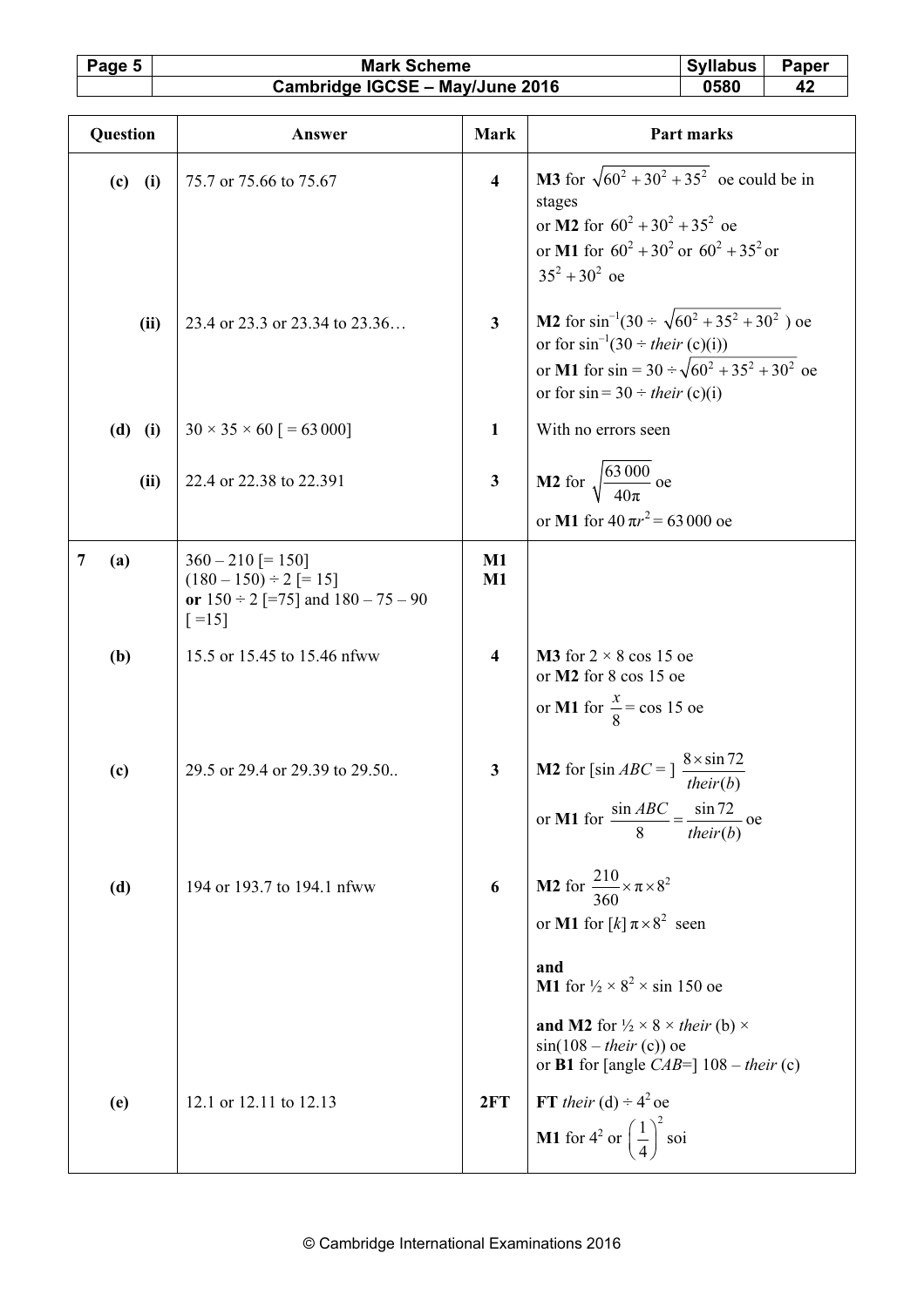| Question | | Answer | Mark | Part marks |
|---|---|---|---|---|
| | (c) (i) | 75.7 or 75.66 to 75.67 | 4 | **M3** for $\sqrt{60^2+30^2+35^2}$ oe could be in stages<br>or **M2** for $60^2+30^2+35^2$ oe<br>or **M1** for $60^2+30^2$ or $60^2+35^2$ or $35^2+30^2$ oe |
| | (ii) | 23.4 or 23.3 or 23.34 to 23.36… | 3 | **M2** for $\sin^{-1}(30 \div \sqrt{60^2+35^2+30^2}$ ) oe or for $\sin^{-1}(30 \div$ *their* (c)(i))<br>or **M1** for sin = $30 \div \sqrt{60^2+35^2+30^2}$ oe or for sin = $30 \div$ *their* (c)(i) |
| | (d) (i) | $30 \times 35 \times 60$ [ = 63 000] | 1 | With no errors seen |
| | (ii) | 22.4 or 22.38 to 22.391 | 3 | **M2** for $\sqrt{\dfrac{63\,000}{40\pi}}$ oe<br>or **M1** for $40\pi r^2 = 63\,000$ oe |
| 7 | (a) | $360 - 210$ [= 150]<br>$(180 - 150) \div 2$ [= 15]<br>**or** $150 \div 2$ [=75] and $180 - 75 - 90$ [ =15] | M1<br>M1 | |
| | (b) | 15.5 or 15.45 to 15.46 nfww | 4 | **M3** for $2 \times 8 \cos 15$ oe<br>or **M2** for $8 \cos 15$ oe<br>or **M1** for $\dfrac{x}{8} = \cos 15$ oe |
| | (c) | 29.5 or 29.4 or 29.39 to 29.50.. | 3 | **M2** for [sin *ABC* = ] $\dfrac{8 \times \sin 72}{their(b)}$<br>or **M1** for $\dfrac{\sin ABC}{8} = \dfrac{\sin 72}{their(b)}$ oe |
| | (d) | 194 or 193.7 to 194.1 nfww | 6 | **M2** for $\dfrac{210}{360} \times \pi \times 8^2$<br>or **M1** for $[k]\,\pi \times 8^2$ seen<br><br>**and**<br>**M1** for $\frac{1}{2} \times 8^2 \times \sin 150$ oe<br><br>**and M2** for $\frac{1}{2} \times 8 \times$ *their* (b) $\times \sin(108 -$ *their* (c)) oe<br>or **B1** for [angle *CAB*=] $108 -$ *their* (c) |
| | (e) | 12.1 or 12.11 to 12.13 | 2FT | **FT** *their* (d) $\div 4^2$ oe<br>**M1** for $4^2$ or $\left(\dfrac{1}{4}\right)^2$ soi |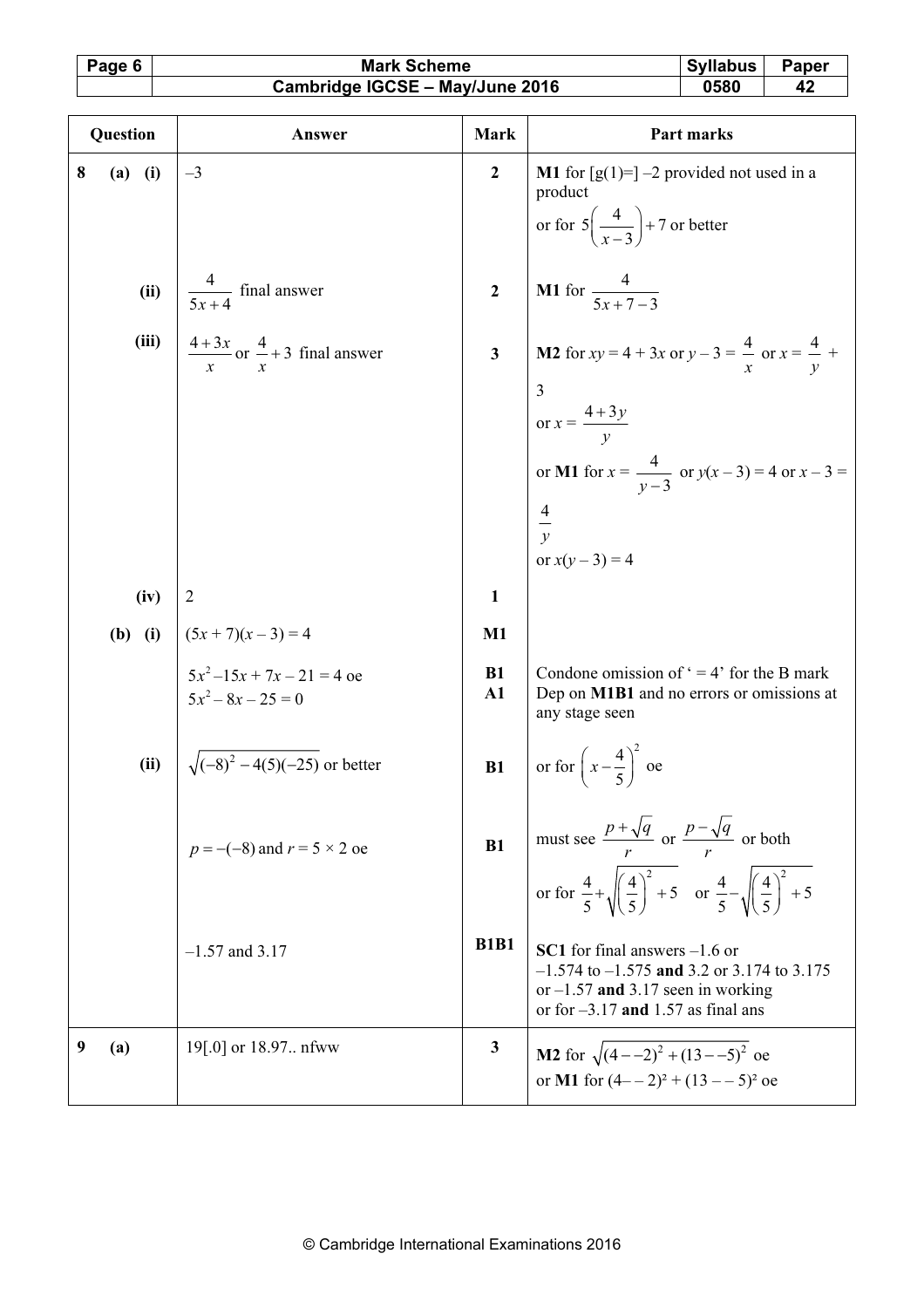| Question | | | Answer | Mark | Part marks |
|---|---|---|---|---|---|
| 8 | (a) | (i) | –3 | 2 | **M1** for [g(1)=] –2 provided not used in a product<br>or for $5\left(\frac{4}{x-3}\right)+7$ or better |
| | | (ii) | $\frac{4}{5x+4}$ final answer | 2 | **M1** for $\frac{4}{5x+7-3}$ |
| | | (iii) | $\frac{4+3x}{x}$ or $\frac{4}{x}+3$ final answer | 3 | **M2** for $xy = 4 + 3x$ or $y - 3 = \frac{4}{x}$ or $x = \frac{4}{y} + 3$<br>or $x = \frac{4+3y}{y}$<br>or **M1** for $x = \frac{4}{y-3}$ or $y(x - 3) = 4$ or $x - 3 = \frac{4}{y}$<br>or $x(y - 3) = 4$ |
| | | (iv) | 2 | 1 | |
| | (b) | (i) | $(5x + 7)(x - 3) = 4$ | **M1** | |
| | | | $5x^2 - 15x + 7x - 21 = 4$ oe<br>$5x^2 - 8x - 25 = 0$ | **B1**<br>**A1** | Condone omission of '= 4' for the B mark<br>Dep on **M1B1** and no errors or omissions at any stage seen |
| | | (ii) | $\sqrt{(-8)^2 - 4(5)(-25)}$ or better | **B1** | or for $\left(x - \frac{4}{5}\right)^2$ oe |
| | | | $p = -(-8)$ and $r = 5 \times 2$ oe | **B1** | must see $\frac{p+\sqrt{q}}{r}$ or $\frac{p-\sqrt{q}}{r}$ or both<br>or for $\frac{4}{5}+\sqrt{\left(\frac{4}{5}\right)^2+5}$ or $\frac{4}{5}-\sqrt{\left(\frac{4}{5}\right)^2+5}$ |
| | | | –1.57 and 3.17 | **B1B1** | **SC1** for final answers –1.6 or –1.574 to –1.575 **and** 3.2 or 3.174 to 3.175<br>or –1.57 **and** 3.17 seen in working<br>or for –3.17 **and** 1.57 as final ans |
| 9 | (a) | | 19[.0] or 18.97.. nfww | 3 | **M2** for $\sqrt{(4 - -2)^2 + (13 - -5)^2}$ oe<br>or **M1** for $(4 - -2)^2 + (13 - -5)^2$ oe |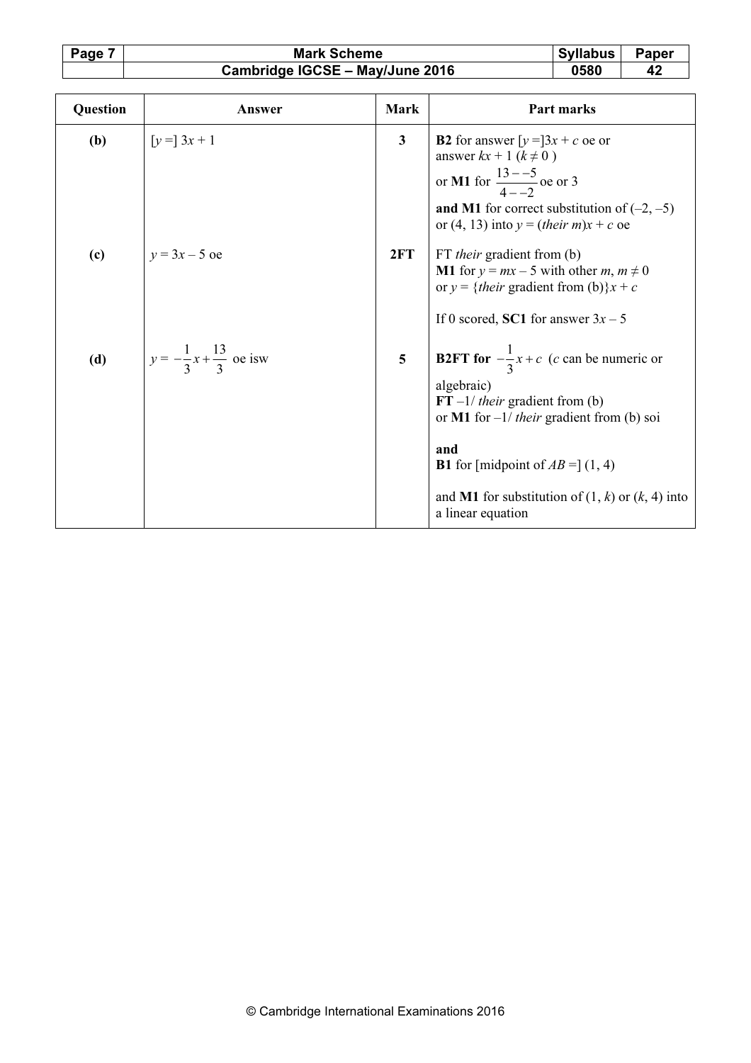| Question | Answer | Mark | Part marks |
|---|---|---|---|
| **(b)** | [$y$ =] $3x + 1$ | **3** | **B2** for answer [$y$ =]$3x + c$ oe or answer $kx + 1$ ($k \neq 0$ )<br>or **M1** for $\dfrac{13 - -5}{4 - -2}$ oe or 3<br>**and M1** for correct substitution of $(-2, -5)$ or $(4, 13)$ into $y = (\textit{their } m)x + c$ oe |
| **(c)** | $y = 3x - 5$ oe | **2FT** | FT *their* gradient from (b)<br>**M1** for $y = mx - 5$ with other $m$, $m \neq 0$ or $y = \{\textit{their} \text{ gradient from (b)}\}x + c$<br><br>If 0 scored, **SC1** for answer $3x - 5$ |
| **(d)** | $y = -\dfrac{1}{3}x + \dfrac{13}{3}$ oe isw | **5** | **B2FT for** $-\dfrac{1}{3}x + c$ ($c$ can be numeric or algebraic)<br>**FT** $-1/$ *their* gradient from (b)<br>or **M1** for $-1/$ *their* gradient from (b) soi<br><br>**and**<br>**B1** for [midpoint of $AB$ =] $(1, 4)$<br><br>and **M1** for substitution of $(1, k)$ or $(k, 4)$ into a linear equation |